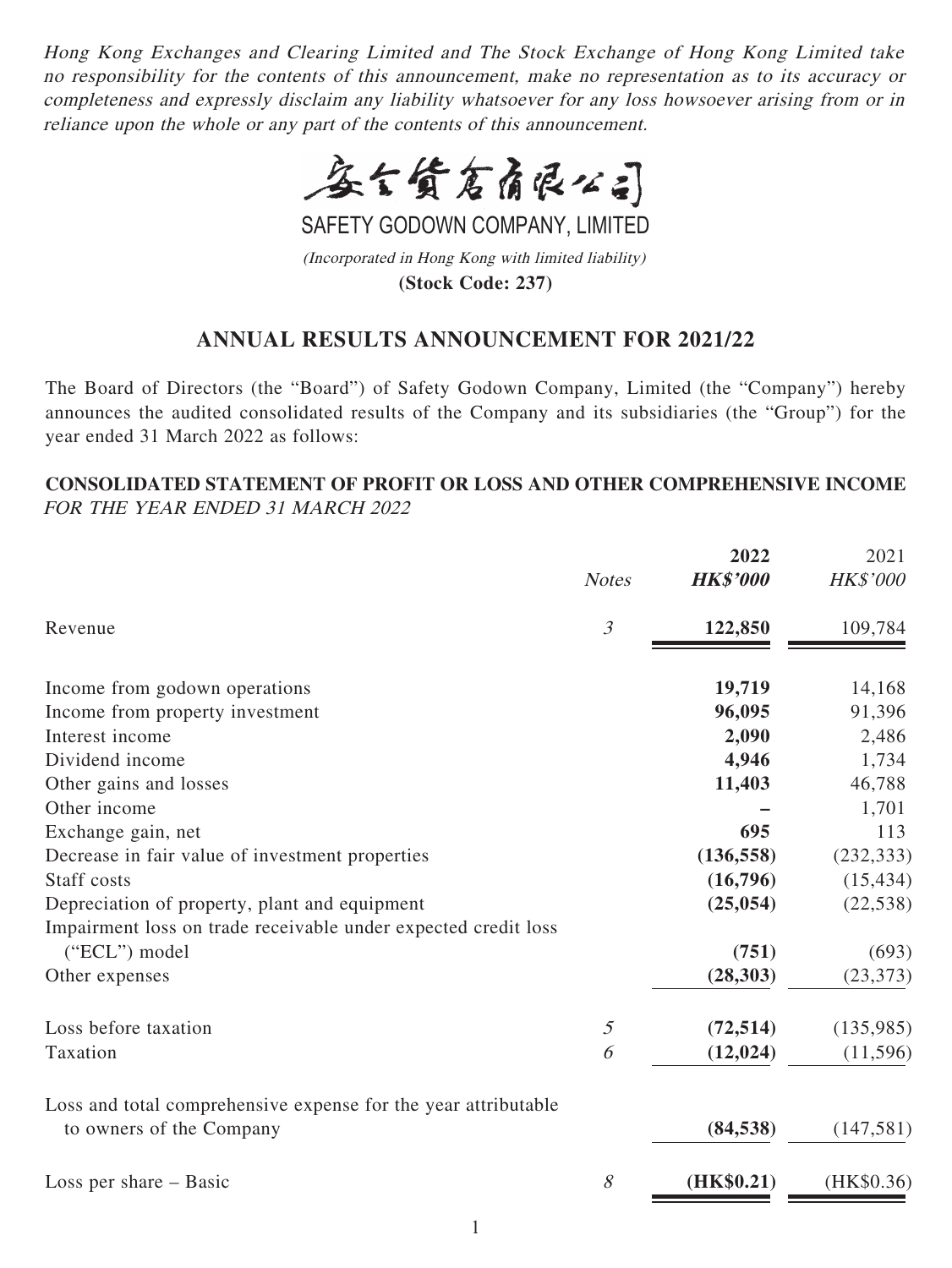*Hong Kong Exchanges and Clearing Limited and The Stock Exchange of Hong Kong Limited take no responsibility for the contents of this announcement, make no representation as to its accuracy or completeness and expressly disclaim any liability whatsoever for any loss howsoever arising from or in reliance upon the whole or any part of the contents of this announcement.*

安全貨倉有限公司

SAFETY GODOWN COMPANY, LIMITED

*(Incorporated in Hong Kong with limited liability)*

**(Stock Code: 237)**

## ANNUAL RESULTS ANNOUNCEMENT FOR 2021/22

The Board of Directors (the "Board") of Safety Godown Company, Limited (the "Company") hereby announces the audited consolidated results of the Company and its subsidiaries (the "Group") for the year ended 31 March 2022 as follows:

### CONSOLIDATED STATEMENT OF PROFIT OR LOSS AND OTHER COMPREHENSIVE INCOME

*FOR THE YEAR ENDED 31 MARCH 2022*

| | *Notes* | **2022** | 2021 |
|---|---|---|---|
| | | ***HK$'000*** | *HK$'000* |
| Revenue | *3* | **122,850** | 109,784 |
| Income from godown operations | | **19,719** | 14,168 |
| Income from property investment | | **96,095** | 91,396 |
| Interest income | | **2,090** | 2,486 |
| Dividend income | | **4,946** | 1,734 |
| Other gains and losses | | **11,403** | 46,788 |
| Other income | | **–** | 1,701 |
| Exchange gain, net | | **695** | 113 |
| Decrease in fair value of investment properties | | **(136,558)** | (232,333) |
| Staff costs | | **(16,796)** | (15,434) |
| Depreciation of property, plant and equipment | | **(25,054)** | (22,538) |
| Impairment loss on trade receivable under expected credit loss ("ECL") model | | **(751)** | (693) |
| Other expenses | | **(28,303)** | (23,373) |
| Loss before taxation | *5* | **(72,514)** | (135,985) |
| Taxation | *6* | **(12,024)** | (11,596) |
| Loss and total comprehensive expense for the year attributable to owners of the Company | | **(84,538)** | (147,581) |
| Loss per share – Basic | *8* | **(HK$0.21)** | (HK$0.36) |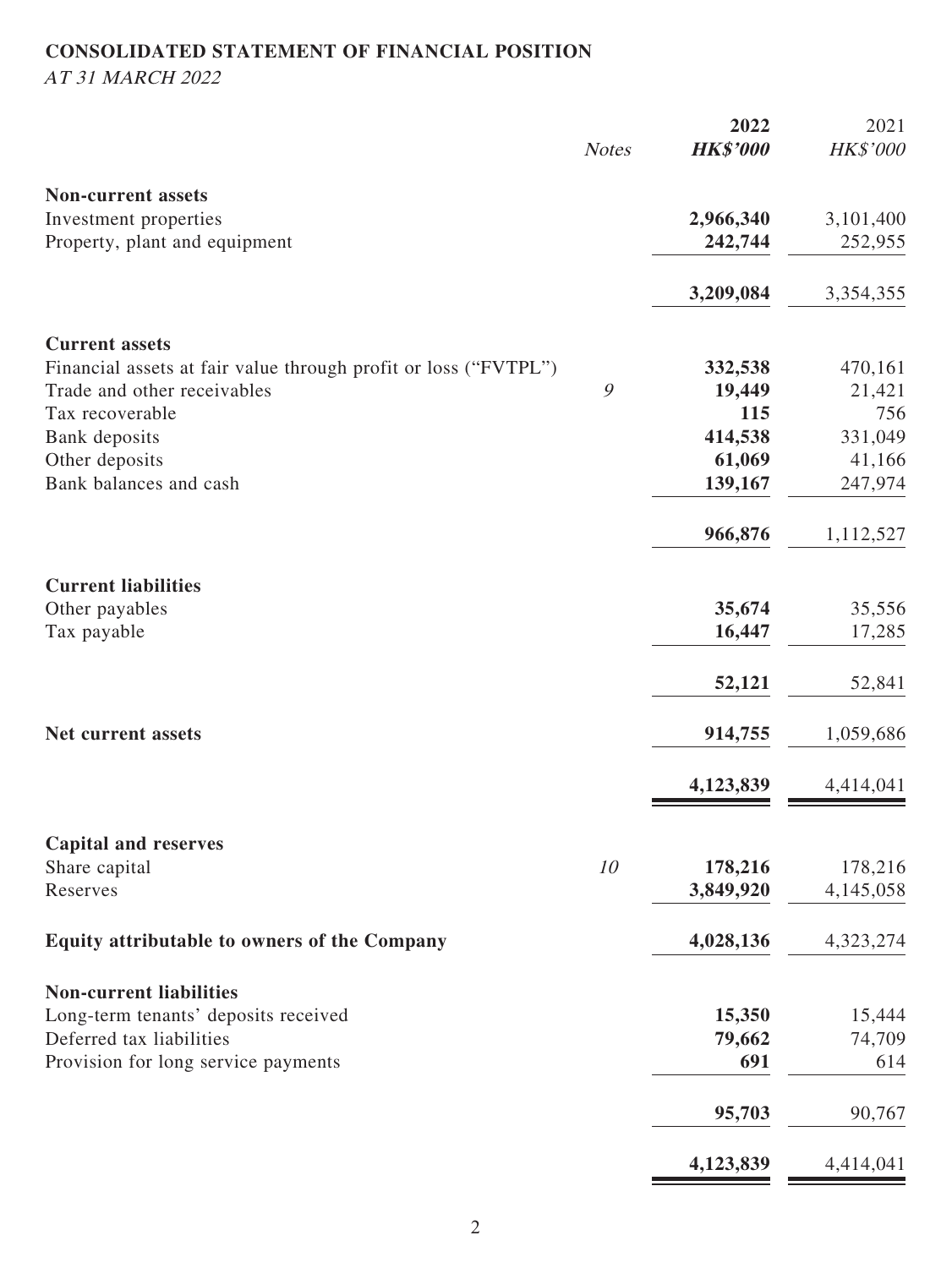# CONSOLIDATED STATEMENT OF FINANCIAL POSITION

*AT 31 MARCH 2022*

| | *Notes* | **2022** | 2021 |
|---|---|---|---|
| | | ***HK$'000*** | *HK$'000* |
| **Non-current assets** | | | |
| Investment properties | | **2,966,340** | 3,101,400 |
| Property, plant and equipment | | **242,744** | 252,955 |
| | | **3,209,084** | 3,354,355 |
| **Current assets** | | | |
| Financial assets at fair value through profit or loss ("FVTPL") | | **332,538** | 470,161 |
| Trade and other receivables | *9* | **19,449** | 21,421 |
| Tax recoverable | | **115** | 756 |
| Bank deposits | | **414,538** | 331,049 |
| Other deposits | | **61,069** | 41,166 |
| Bank balances and cash | | **139,167** | 247,974 |
| | | **966,876** | 1,112,527 |
| **Current liabilities** | | | |
| Other payables | | **35,674** | 35,556 |
| Tax payable | | **16,447** | 17,285 |
| | | **52,121** | 52,841 |
| **Net current assets** | | **914,755** | 1,059,686 |
| | | **4,123,839** | 4,414,041 |
| **Capital and reserves** | | | |
| Share capital | *10* | **178,216** | 178,216 |
| Reserves | | **3,849,920** | 4,145,058 |
| **Equity attributable to owners of the Company** | | **4,028,136** | 4,323,274 |
| **Non-current liabilities** | | | |
| Long-term tenants' deposits received | | **15,350** | 15,444 |
| Deferred tax liabilities | | **79,662** | 74,709 |
| Provision for long service payments | | **691** | 614 |
| | | **95,703** | 90,767 |
| | | **4,123,839** | 4,414,041 |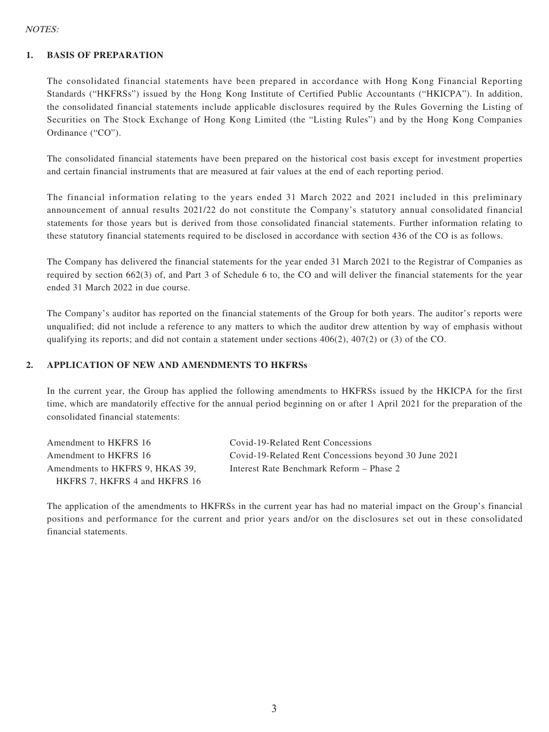*NOTES:*

## 1. BASIS OF PREPARATION

The consolidated financial statements have been prepared in accordance with Hong Kong Financial Reporting Standards ("HKFRSs") issued by the Hong Kong Institute of Certified Public Accountants ("HKICPA"). In addition, the consolidated financial statements include applicable disclosures required by the Rules Governing the Listing of Securities on The Stock Exchange of Hong Kong Limited (the "Listing Rules") and by the Hong Kong Companies Ordinance ("CO").

The consolidated financial statements have been prepared on the historical cost basis except for investment properties and certain financial instruments that are measured at fair values at the end of each reporting period.

The financial information relating to the years ended 31 March 2022 and 2021 included in this preliminary announcement of annual results 2021/22 do not constitute the Company's statutory annual consolidated financial statements for those years but is derived from those consolidated financial statements. Further information relating to these statutory financial statements required to be disclosed in accordance with section 436 of the CO is as follows.

The Company has delivered the financial statements for the year ended 31 March 2021 to the Registrar of Companies as required by section 662(3) of, and Part 3 of Schedule 6 to, the CO and will deliver the financial statements for the year ended 31 March 2022 in due course.

The Company's auditor has reported on the financial statements of the Group for both years. The auditor's reports were unqualified; did not include a reference to any matters to which the auditor drew attention by way of emphasis without qualifying its reports; and did not contain a statement under sections 406(2), 407(2) or (3) of the CO.

## 2. APPLICATION OF NEW AND AMENDMENTS TO HKFRSs

In the current year, the Group has applied the following amendments to HKFRSs issued by the HKICPA for the first time, which are mandatorily effective for the annual period beginning on or after 1 April 2021 for the preparation of the consolidated financial statements:

| | |
|---|---|
| Amendment to HKFRS 16 | Covid-19-Related Rent Concessions |
| Amendment to HKFRS 16 | Covid-19-Related Rent Concessions beyond 30 June 2021 |
| Amendments to HKFRS 9, HKAS 39, HKFRS 7, HKFRS 4 and HKFRS 16 | Interest Rate Benchmark Reform – Phase 2 |

The application of the amendments to HKFRSs in the current year has had no material impact on the Group's financial positions and performance for the current and prior years and/or on the disclosures set out in these consolidated financial statements.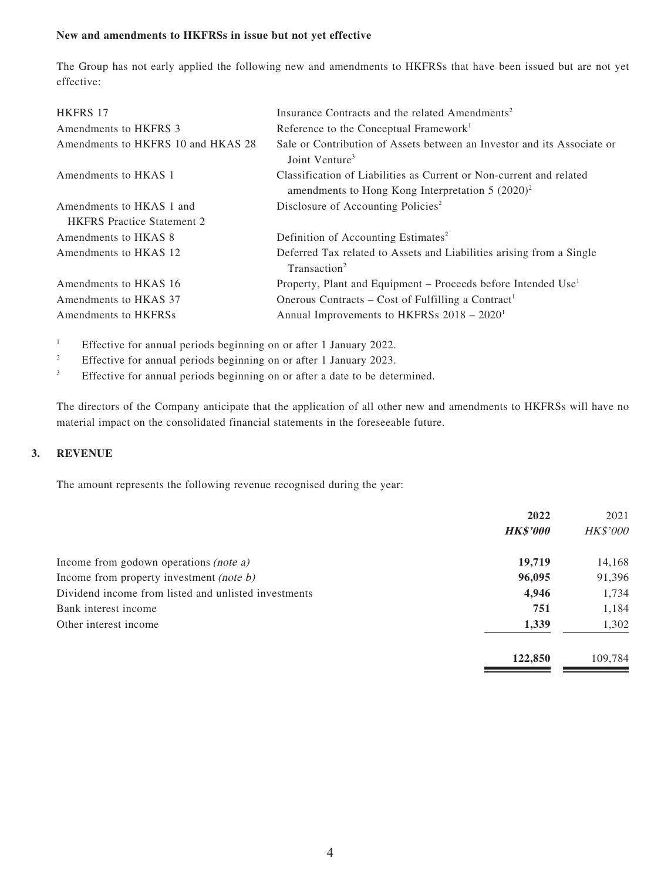**New and amendments to HKFRSs in issue but not yet effective**

The Group has not early applied the following new and amendments to HKFRSs that have been issued but are not yet effective:

| | |
|---|---|
| HKFRS 17 | Insurance Contracts and the related Amendments[2] |
| Amendments to HKFRS 3 | Reference to the Conceptual Framework[1] |
| Amendments to HKFRS 10 and HKAS 28 | Sale or Contribution of Assets between an Investor and its Associate or Joint Venture[3] |
| Amendments to HKAS 1 | Classification of Liabilities as Current or Non-current and related amendments to Hong Kong Interpretation 5 (2020)[2] |
| Amendments to HKAS 1 and HKFRS Practice Statement 2 | Disclosure of Accounting Policies[2] |
| Amendments to HKAS 8 | Definition of Accounting Estimates[2] |
| Amendments to HKAS 12 | Deferred Tax related to Assets and Liabilities arising from a Single Transaction[2] |
| Amendments to HKAS 16 | Property, Plant and Equipment – Proceeds before Intended Use[1] |
| Amendments to HKAS 37 | Onerous Contracts – Cost of Fulfilling a Contract[1] |
| Amendments to HKFRSs | Annual Improvements to HKFRSs 2018 – 2020[1] |

[1] Effective for annual periods beginning on or after 1 January 2022.

[2] Effective for annual periods beginning on or after 1 January 2023.

[3] Effective for annual periods beginning on or after a date to be determined.

The directors of the Company anticipate that the application of all other new and amendments to HKFRSs will have no material impact on the consolidated financial statements in the foreseeable future.

## 3. REVENUE

The amount represents the following revenue recognised during the year:

| | **2022** | 2021 |
|---|---|---|
| | ***HK$'000*** | *HK$'000* |
| Income from godown operations *(note a)* | **19,719** | 14,168 |
| Income from property investment *(note b)* | **96,095** | 91,396 |
| Dividend income from listed and unlisted investments | **4,946** | 1,734 |
| Bank interest income | **751** | 1,184 |
| Other interest income | **1,339** | 1,302 |
| | **122,850** | 109,784 |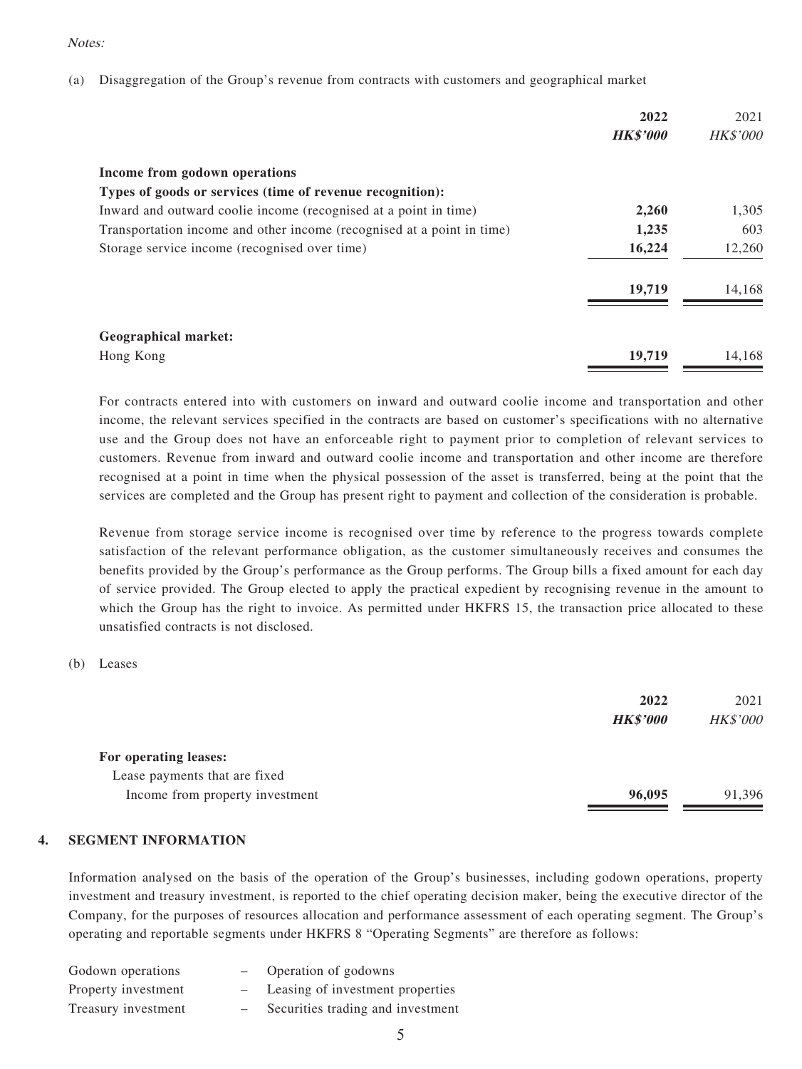*Notes:*

(a) Disaggregation of the Group's revenue from contracts with customers and geographical market

| | **2022** | 2021 |
|---|---|---|
| | ***HK$'000*** | *HK$'000* |
| **Income from godown operations** | | |
| **Types of goods or services (time of revenue recognition):** | | |
| Inward and outward coolie income (recognised at a point in time) | **2,260** | 1,305 |
| Transportation income and other income (recognised at a point in time) | **1,235** | 603 |
| Storage service income (recognised over time) | **16,224** | 12,260 |
| | **19,719** | 14,168 |
| **Geographical market:** | | |
| Hong Kong | **19,719** | 14,168 |

For contracts entered into with customers on inward and outward coolie income and transportation and other income, the relevant services specified in the contracts are based on customer's specifications with no alternative use and the Group does not have an enforceable right to payment prior to completion of relevant services to customers. Revenue from inward and outward coolie income and transportation and other income are therefore recognised at a point in time when the physical possession of the asset is transferred, being at the point that the services are completed and the Group has present right to payment and collection of the consideration is probable.

Revenue from storage service income is recognised over time by reference to the progress towards complete satisfaction of the relevant performance obligation, as the customer simultaneously receives and consumes the benefits provided by the Group's performance as the Group performs. The Group bills a fixed amount for each day of service provided. The Group elected to apply the practical expedient by recognising revenue in the amount to which the Group has the right to invoice. As permitted under HKFRS 15, the transaction price allocated to these unsatisfied contracts is not disclosed.

(b) Leases

| | **2022** | 2021 |
|---|---|---|
| | ***HK$'000*** | *HK$'000* |
| **For operating leases:** | | |
| Lease payments that are fixed | | |
| Income from property investment | **96,095** | 91,396 |

## 4. SEGMENT INFORMATION

Information analysed on the basis of the operation of the Group's businesses, including godown operations, property investment and treasury investment, is reported to the chief operating decision maker, being the executive director of the Company, for the purposes of resources allocation and performance assessment of each operating segment. The Group's operating and reportable segments under HKFRS 8 "Operating Segments" are therefore as follows:

| | | |
|---|---|---|
| Godown operations | – | Operation of godowns |
| Property investment | – | Leasing of investment properties |
| Treasury investment | – | Securities trading and investment |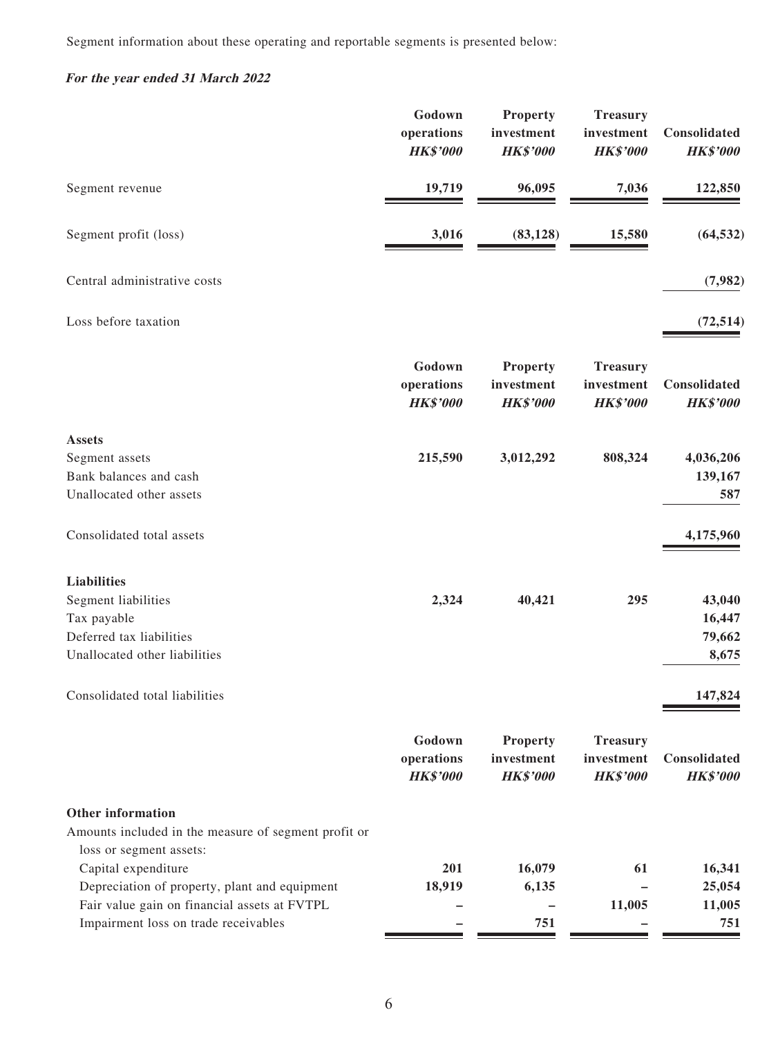Segment information about these operating and reportable segments is presented below:

***For the year ended 31 March 2022***

| | Godown operations *HK$'000* | Property investment *HK$'000* | Treasury investment *HK$'000* | Consolidated *HK$'000* |
|---|---|---|---|---|
| Segment revenue | **19,719** | **96,095** | **7,036** | **122,850** |
| Segment profit (loss) | **3,016** | **(83,128)** | **15,580** | **(64,532)** |
| Central administrative costs | | | | **(7,982)** |
| Loss before taxation | | | | **(72,514)** |

| | Godown operations *HK$'000* | Property investment *HK$'000* | Treasury investment *HK$'000* | Consolidated *HK$'000* |
|---|---|---|---|---|
| **Assets** | | | | |
| Segment assets | **215,590** | **3,012,292** | **808,324** | **4,036,206** |
| Bank balances and cash | | | | **139,167** |
| Unallocated other assets | | | | **587** |
| Consolidated total assets | | | | **4,175,960** |
| **Liabilities** | | | | |
| Segment liabilities | **2,324** | **40,421** | **295** | **43,040** |
| Tax payable | | | | **16,447** |
| Deferred tax liabilities | | | | **79,662** |
| Unallocated other liabilities | | | | **8,675** |
| Consolidated total liabilities | | | | **147,824** |

| | Godown operations *HK$'000* | Property investment *HK$'000* | Treasury investment *HK$'000* | Consolidated *HK$'000* |
|---|---|---|---|---|
| **Other information** | | | | |
| Amounts included in the measure of segment profit or loss or segment assets: | | | | |
| Capital expenditure | **201** | **16,079** | **61** | **16,341** |
| Depreciation of property, plant and equipment | **18,919** | **6,135** | **–** | **25,054** |
| Fair value gain on financial assets at FVTPL | **–** | **–** | **11,005** | **11,005** |
| Impairment loss on trade receivables | **–** | **751** | **–** | **751** |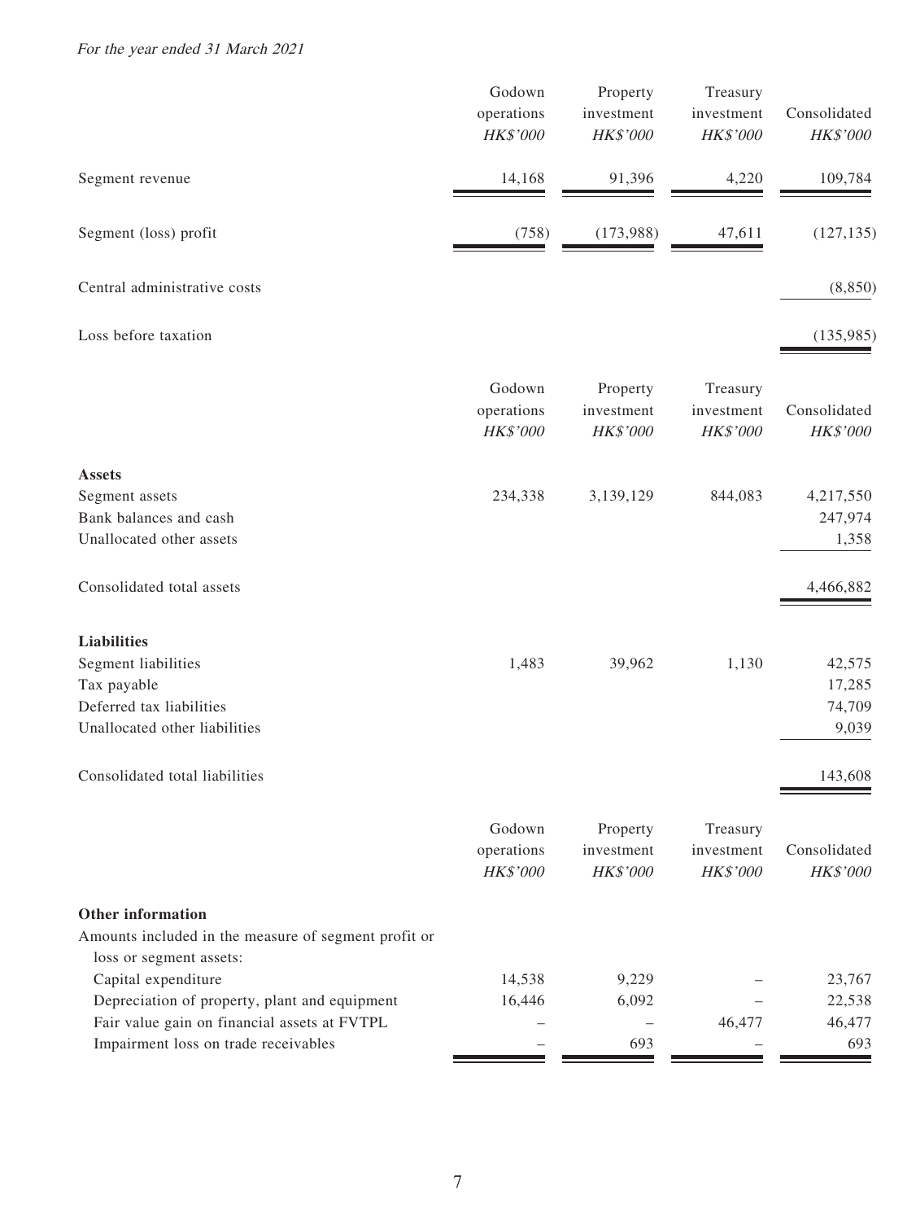*For the year ended 31 March 2021*

| | Godown operations *HK$'000* | Property investment *HK$'000* | Treasury investment *HK$'000* | Consolidated *HK$'000* |
|---|---|---|---|---|
| Segment revenue | 14,168 | 91,396 | 4,220 | 109,784 |
| Segment (loss) profit | (758) | (173,988) | 47,611 | (127,135) |
| Central administrative costs | | | | (8,850) |
| Loss before taxation | | | | (135,985) |

| | Godown operations *HK$'000* | Property investment *HK$'000* | Treasury investment *HK$'000* | Consolidated *HK$'000* |
|---|---|---|---|---|
| **Assets** | | | | |
| Segment assets | 234,338 | 3,139,129 | 844,083 | 4,217,550 |
| Bank balances and cash | | | | 247,974 |
| Unallocated other assets | | | | 1,358 |
| Consolidated total assets | | | | 4,466,882 |
| **Liabilities** | | | | |
| Segment liabilities | 1,483 | 39,962 | 1,130 | 42,575 |
| Tax payable | | | | 17,285 |
| Deferred tax liabilities | | | | 74,709 |
| Unallocated other liabilities | | | | 9,039 |
| Consolidated total liabilities | | | | 143,608 |

| | Godown operations *HK$'000* | Property investment *HK$'000* | Treasury investment *HK$'000* | Consolidated *HK$'000* |
|---|---|---|---|---|
| **Other information** | | | | |
| Amounts included in the measure of segment profit or loss or segment assets: | | | | |
| Capital expenditure | 14,538 | 9,229 | – | 23,767 |
| Depreciation of property, plant and equipment | 16,446 | 6,092 | – | 22,538 |
| Fair value gain on financial assets at FVTPL | – | – | 46,477 | 46,477 |
| Impairment loss on trade receivables | – | 693 | – | 693 |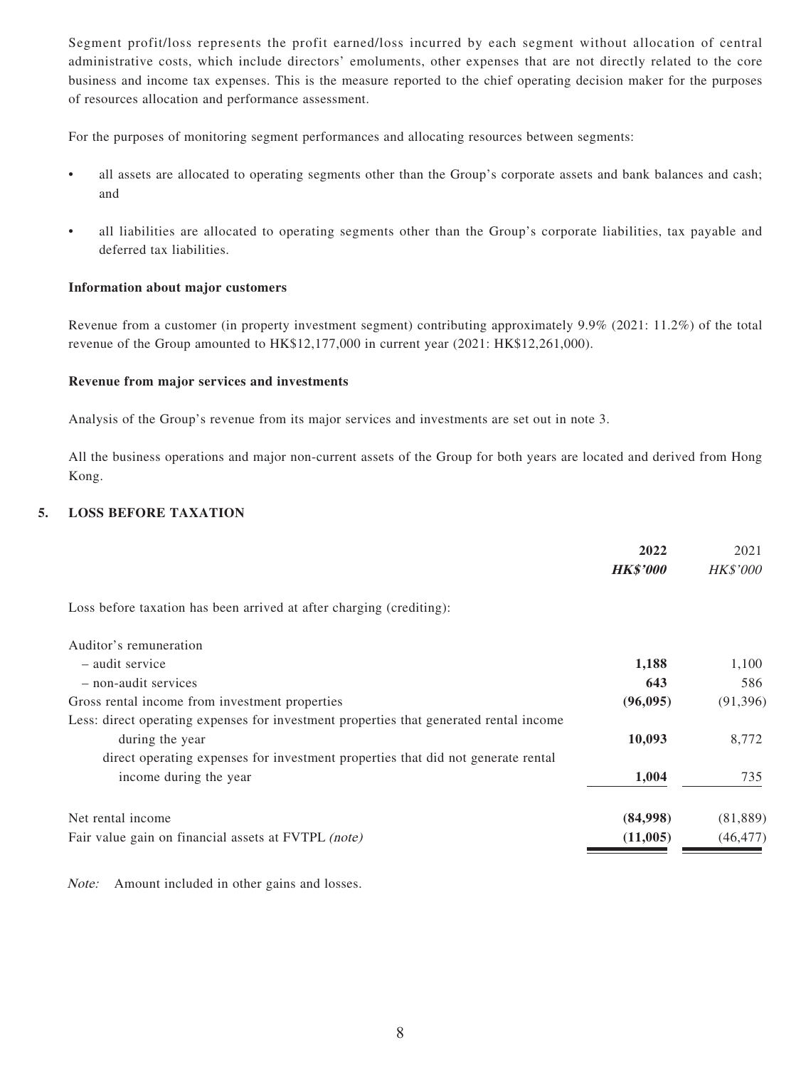Segment profit/loss represents the profit earned/loss incurred by each segment without allocation of central administrative costs, which include directors' emoluments, other expenses that are not directly related to the core business and income tax expenses. This is the measure reported to the chief operating decision maker for the purposes of resources allocation and performance assessment.

For the purposes of monitoring segment performances and allocating resources between segments:

- all assets are allocated to operating segments other than the Group's corporate assets and bank balances and cash; and
- all liabilities are allocated to operating segments other than the Group's corporate liabilities, tax payable and deferred tax liabilities.

**Information about major customers**

Revenue from a customer (in property investment segment) contributing approximately 9.9% (2021: 11.2%) of the total revenue of the Group amounted to HK$12,177,000 in current year (2021: HK$12,261,000).

**Revenue from major services and investments**

Analysis of the Group's revenue from its major services and investments are set out in note 3.

All the business operations and major non-current assets of the Group for both years are located and derived from Hong Kong.

## 5. LOSS BEFORE TAXATION

| | **2022** | 2021 |
|---|---|---|
| | ***HK$'000*** | *HK$'000* |
| Loss before taxation has been arrived at after charging (crediting): | | |
| Auditor's remuneration | | |
| – audit service | **1,188** | 1,100 |
| – non-audit services | **643** | 586 |
| Gross rental income from investment properties | **(96,095)** | (91,396) |
| Less: direct operating expenses for investment properties that generated rental income during the year | **10,093** | 8,772 |
| direct operating expenses for investment properties that did not generate rental income during the year | **1,004** | 735 |
| Net rental income | **(84,998)** | (81,889) |
| Fair value gain on financial assets at FVTPL *(note)* | **(11,005)** | (46,477) |

*Note:* Amount included in other gains and losses.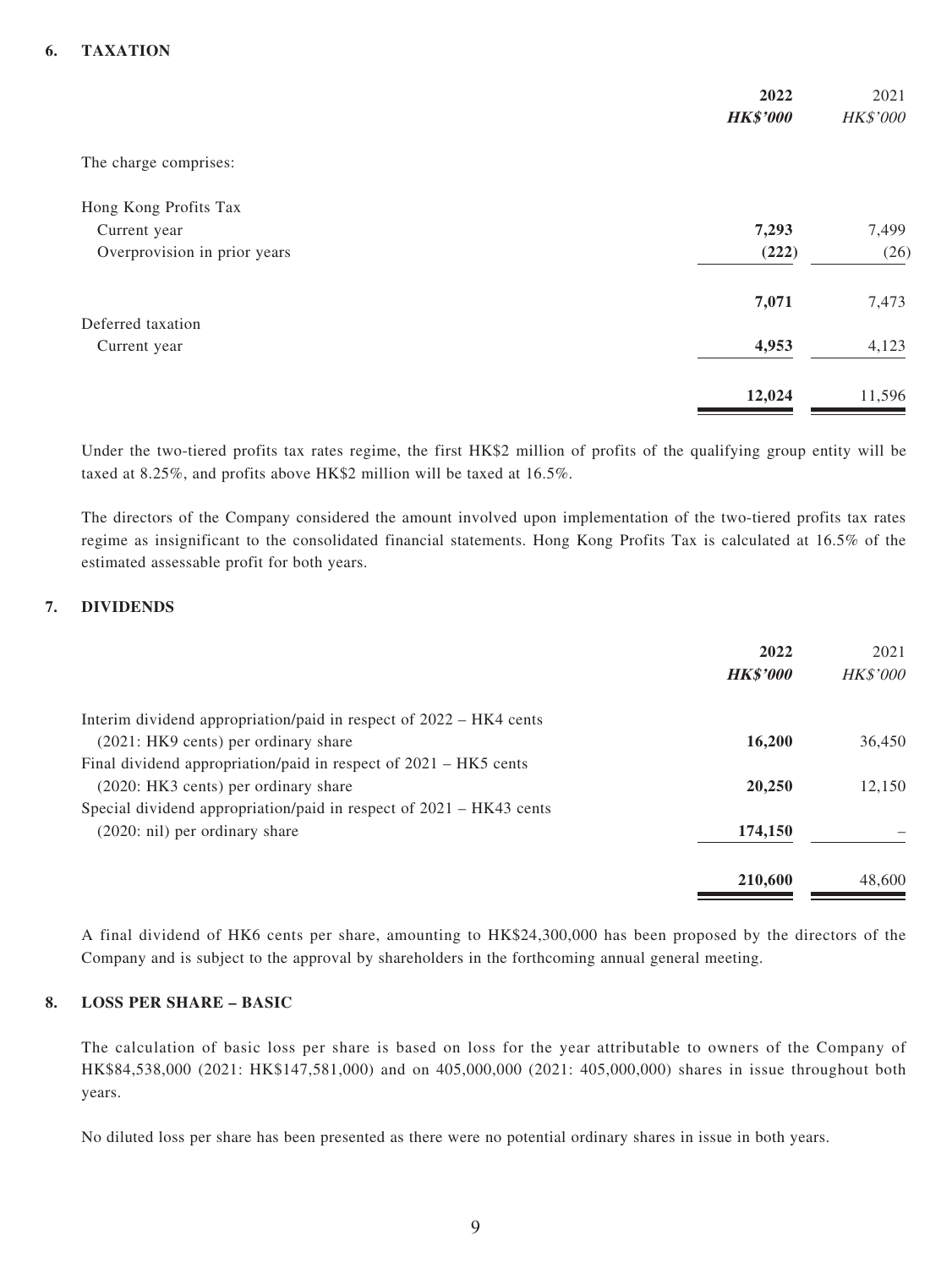## 6. TAXATION

| | 2022 | 2021 |
|---|---|---|
| | ***HK$'000*** | *HK$'000* |
| The charge comprises: | | |
| Hong Kong Profits Tax | | |
| Current year | **7,293** | 7,499 |
| Overprovision in prior years | **(222)** | (26) |
| | **7,071** | 7,473 |
| Deferred taxation | | |
| Current year | **4,953** | 4,123 |
| | **12,024** | 11,596 |

Under the two-tiered profits tax rates regime, the first HK$2 million of profits of the qualifying group entity will be taxed at 8.25%, and profits above HK$2 million will be taxed at 16.5%.

The directors of the Company considered the amount involved upon implementation of the two-tiered profits tax rates regime as insignificant to the consolidated financial statements. Hong Kong Profits Tax is calculated at 16.5% of the estimated assessable profit for both years.

## 7. DIVIDENDS

| | 2022 | 2021 |
|---|---|---|
| | ***HK$'000*** | *HK$'000* |
| Interim dividend appropriation/paid in respect of 2022 – HK4 cents (2021: HK9 cents) per ordinary share | **16,200** | 36,450 |
| Final dividend appropriation/paid in respect of 2021 – HK5 cents (2020: HK3 cents) per ordinary share | **20,250** | 12,150 |
| Special dividend appropriation/paid in respect of 2021 – HK43 cents (2020: nil) per ordinary share | **174,150** | – |
| | **210,600** | 48,600 |

A final dividend of HK6 cents per share, amounting to HK$24,300,000 has been proposed by the directors of the Company and is subject to the approval by shareholders in the forthcoming annual general meeting.

## 8. LOSS PER SHARE – BASIC

The calculation of basic loss per share is based on loss for the year attributable to owners of the Company of HK$84,538,000 (2021: HK$147,581,000) and on 405,000,000 (2021: 405,000,000) shares in issue throughout both years.

No diluted loss per share has been presented as there were no potential ordinary shares in issue in both years.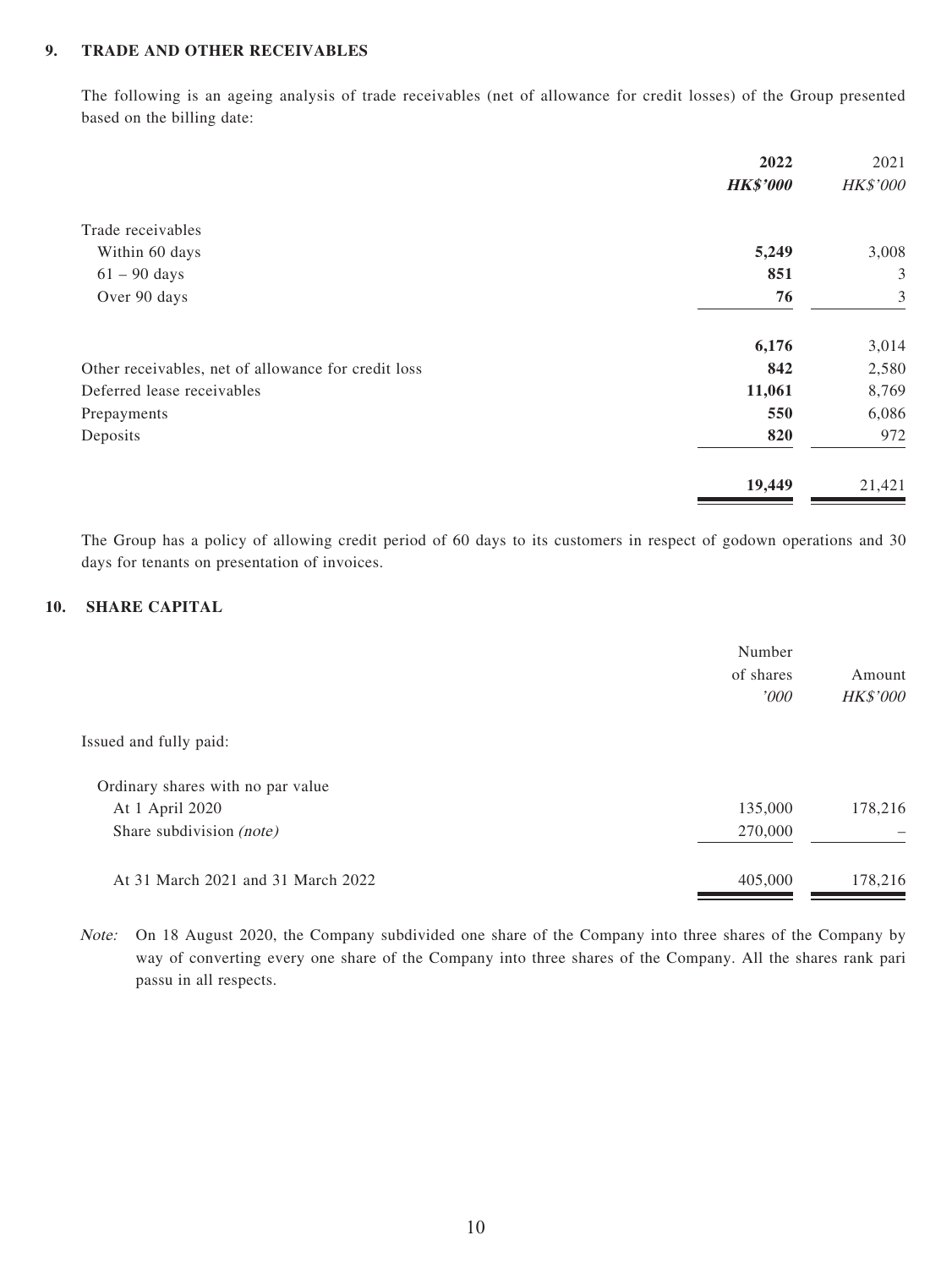## 9. TRADE AND OTHER RECEIVABLES

The following is an ageing analysis of trade receivables (net of allowance for credit losses) of the Group presented based on the billing date:

| | **2022** | 2021 |
|---|---|---|
| | ***HK$'000*** | *HK$'000* |
| Trade receivables | | |
| Within 60 days | **5,249** | 3,008 |
| 61 – 90 days | **851** | 3 |
| Over 90 days | **76** | 3 |
| | **6,176** | 3,014 |
| Other receivables, net of allowance for credit loss | **842** | 2,580 |
| Deferred lease receivables | **11,061** | 8,769 |
| Prepayments | **550** | 6,086 |
| Deposits | **820** | 972 |
| | **19,449** | 21,421 |

The Group has a policy of allowing credit period of 60 days to its customers in respect of godown operations and 30 days for tenants on presentation of invoices.

## 10. SHARE CAPITAL

| | Number of shares | Amount |
|---|---|---|
| | *'000* | *HK$'000* |
| Issued and fully paid: | | |
| Ordinary shares with no par value | | |
| At 1 April 2020 | 135,000 | 178,216 |
| Share subdivision *(note)* | 270,000 | – |
| At 31 March 2021 and 31 March 2022 | 405,000 | 178,216 |

*Note:* On 18 August 2020, the Company subdivided one share of the Company into three shares of the Company by way of converting every one share of the Company into three shares of the Company. All the shares rank pari passu in all respects.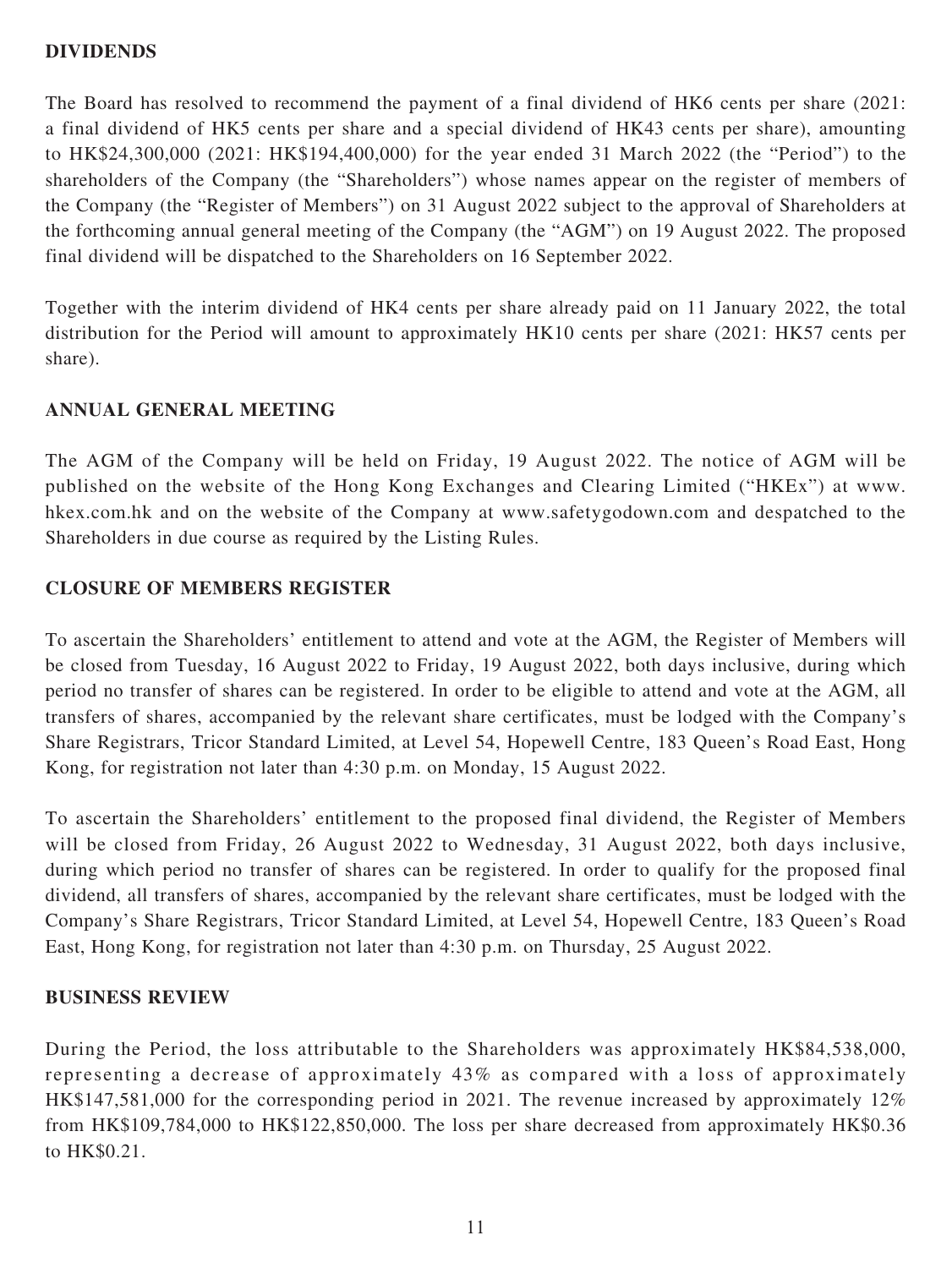## DIVIDENDS

The Board has resolved to recommend the payment of a final dividend of HK6 cents per share (2021: a final dividend of HK5 cents per share and a special dividend of HK43 cents per share), amounting to HK$24,300,000 (2021: HK$194,400,000) for the year ended 31 March 2022 (the "Period") to the shareholders of the Company (the "Shareholders") whose names appear on the register of members of the Company (the "Register of Members") on 31 August 2022 subject to the approval of Shareholders at the forthcoming annual general meeting of the Company (the "AGM") on 19 August 2022. The proposed final dividend will be dispatched to the Shareholders on 16 September 2022.

Together with the interim dividend of HK4 cents per share already paid on 11 January 2022, the total distribution for the Period will amount to approximately HK10 cents per share (2021: HK57 cents per share).

## ANNUAL GENERAL MEETING

The AGM of the Company will be held on Friday, 19 August 2022. The notice of AGM will be published on the website of the Hong Kong Exchanges and Clearing Limited ("HKEx") at www.hkex.com.hk and on the website of the Company at www.safetygodown.com and despatched to the Shareholders in due course as required by the Listing Rules.

## CLOSURE OF MEMBERS REGISTER

To ascertain the Shareholders' entitlement to attend and vote at the AGM, the Register of Members will be closed from Tuesday, 16 August 2022 to Friday, 19 August 2022, both days inclusive, during which period no transfer of shares can be registered. In order to be eligible to attend and vote at the AGM, all transfers of shares, accompanied by the relevant share certificates, must be lodged with the Company's Share Registrars, Tricor Standard Limited, at Level 54, Hopewell Centre, 183 Queen's Road East, Hong Kong, for registration not later than 4:30 p.m. on Monday, 15 August 2022.

To ascertain the Shareholders' entitlement to the proposed final dividend, the Register of Members will be closed from Friday, 26 August 2022 to Wednesday, 31 August 2022, both days inclusive, during which period no transfer of shares can be registered. In order to qualify for the proposed final dividend, all transfers of shares, accompanied by the relevant share certificates, must be lodged with the Company's Share Registrars, Tricor Standard Limited, at Level 54, Hopewell Centre, 183 Queen's Road East, Hong Kong, for registration not later than 4:30 p.m. on Thursday, 25 August 2022.

## BUSINESS REVIEW

During the Period, the loss attributable to the Shareholders was approximately HK$84,538,000, representing a decrease of approximately 43% as compared with a loss of approximately HK$147,581,000 for the corresponding period in 2021. The revenue increased by approximately 12% from HK$109,784,000 to HK$122,850,000. The loss per share decreased from approximately HK$0.36 to HK$0.21.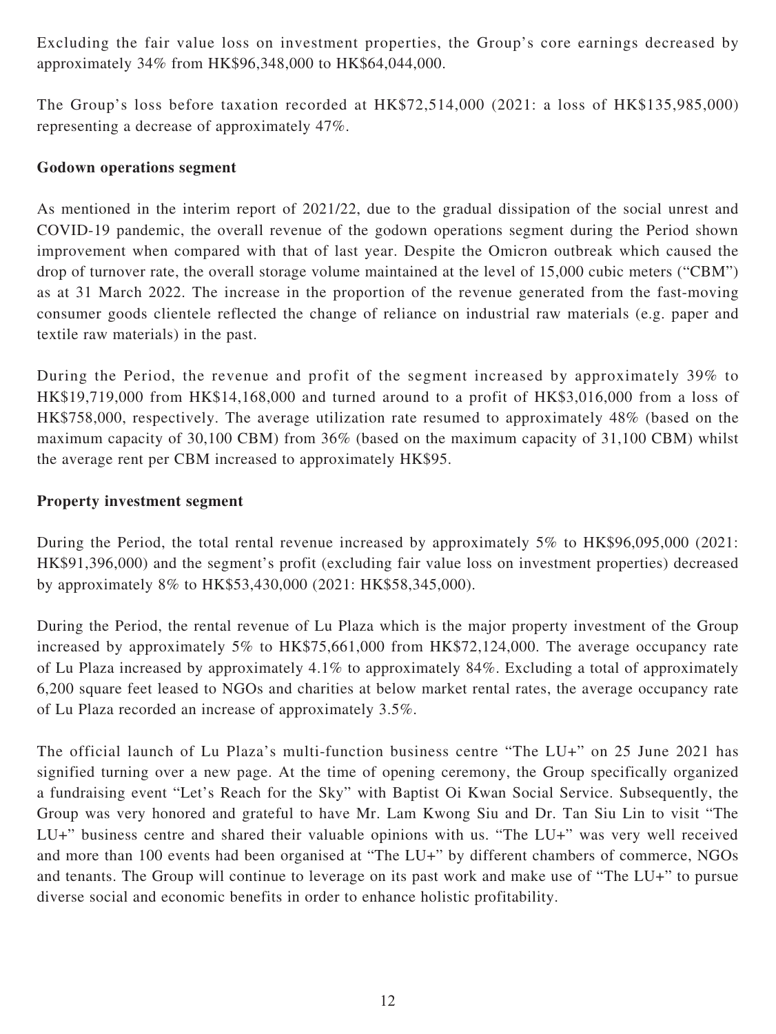Excluding the fair value loss on investment properties, the Group's core earnings decreased by approximately 34% from HK$96,348,000 to HK$64,044,000.

The Group's loss before taxation recorded at HK$72,514,000 (2021: a loss of HK$135,985,000) representing a decrease of approximately 47%.

**Godown operations segment**

As mentioned in the interim report of 2021/22, due to the gradual dissipation of the social unrest and COVID-19 pandemic, the overall revenue of the godown operations segment during the Period shown improvement when compared with that of last year. Despite the Omicron outbreak which caused the drop of turnover rate, the overall storage volume maintained at the level of 15,000 cubic meters ("CBM") as at 31 March 2022. The increase in the proportion of the revenue generated from the fast-moving consumer goods clientele reflected the change of reliance on industrial raw materials (e.g. paper and textile raw materials) in the past.

During the Period, the revenue and profit of the segment increased by approximately 39% to HK$19,719,000 from HK$14,168,000 and turned around to a profit of HK$3,016,000 from a loss of HK$758,000, respectively. The average utilization rate resumed to approximately 48% (based on the maximum capacity of 30,100 CBM) from 36% (based on the maximum capacity of 31,100 CBM) whilst the average rent per CBM increased to approximately HK$95.

**Property investment segment**

During the Period, the total rental revenue increased by approximately 5% to HK$96,095,000 (2021: HK$91,396,000) and the segment's profit (excluding fair value loss on investment properties) decreased by approximately 8% to HK$53,430,000 (2021: HK$58,345,000).

During the Period, the rental revenue of Lu Plaza which is the major property investment of the Group increased by approximately 5% to HK$75,661,000 from HK$72,124,000. The average occupancy rate of Lu Plaza increased by approximately 4.1% to approximately 84%. Excluding a total of approximately 6,200 square feet leased to NGOs and charities at below market rental rates, the average occupancy rate of Lu Plaza recorded an increase of approximately 3.5%.

The official launch of Lu Plaza's multi-function business centre "The LU+" on 25 June 2021 has signified turning over a new page. At the time of opening ceremony, the Group specifically organized a fundraising event "Let's Reach for the Sky" with Baptist Oi Kwan Social Service. Subsequently, the Group was very honored and grateful to have Mr. Lam Kwong Siu and Dr. Tan Siu Lin to visit "The LU+" business centre and shared their valuable opinions with us. "The LU+" was very well received and more than 100 events had been organised at "The LU+" by different chambers of commerce, NGOs and tenants. The Group will continue to leverage on its past work and make use of "The LU+" to pursue diverse social and economic benefits in order to enhance holistic profitability.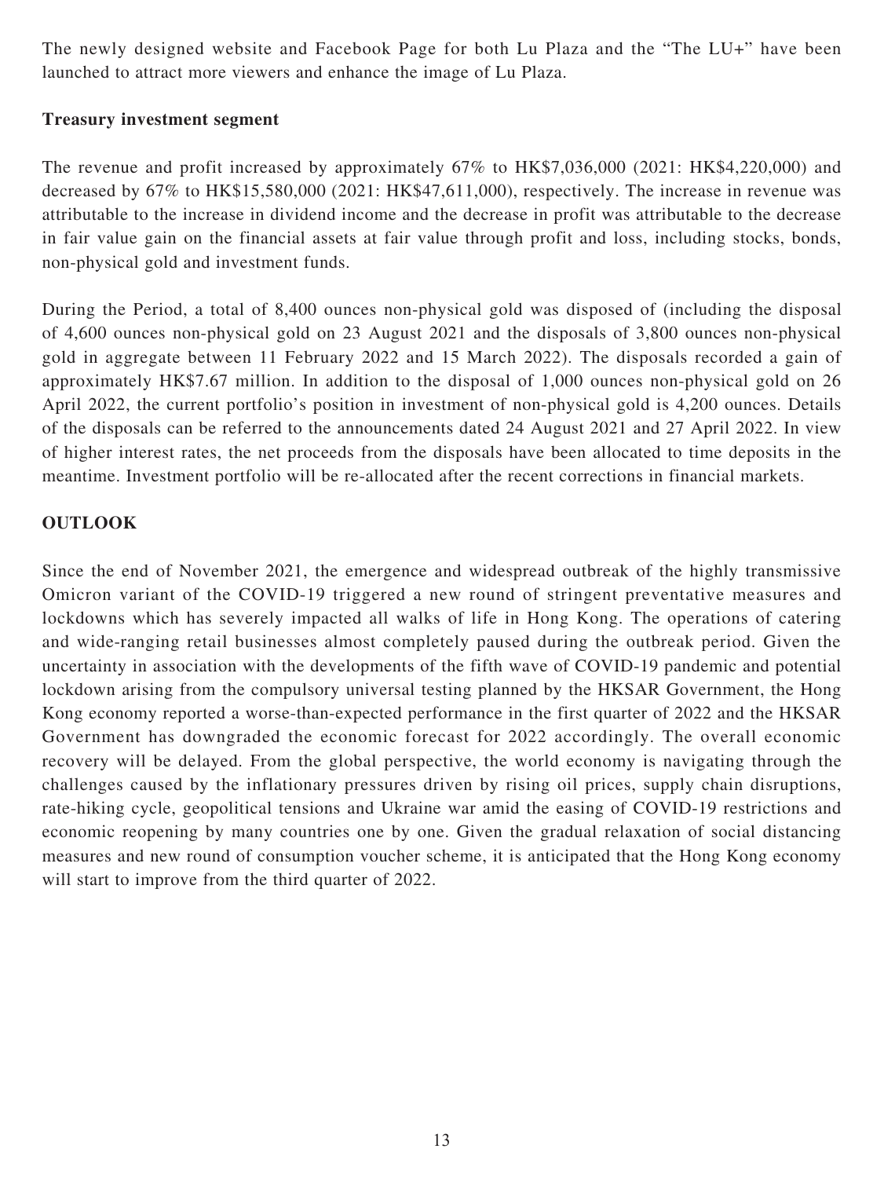The newly designed website and Facebook Page for both Lu Plaza and the "The LU+" have been launched to attract more viewers and enhance the image of Lu Plaza.

**Treasury investment segment**

The revenue and profit increased by approximately 67% to HK$7,036,000 (2021: HK$4,220,000) and decreased by 67% to HK$15,580,000 (2021: HK$47,611,000), respectively. The increase in revenue was attributable to the increase in dividend income and the decrease in profit was attributable to the decrease in fair value gain on the financial assets at fair value through profit and loss, including stocks, bonds, non-physical gold and investment funds.

During the Period, a total of 8,400 ounces non-physical gold was disposed of (including the disposal of 4,600 ounces non-physical gold on 23 August 2021 and the disposals of 3,800 ounces non-physical gold in aggregate between 11 February 2022 and 15 March 2022). The disposals recorded a gain of approximately HK$7.67 million. In addition to the disposal of 1,000 ounces non-physical gold on 26 April 2022, the current portfolio's position in investment of non-physical gold is 4,200 ounces. Details of the disposals can be referred to the announcements dated 24 August 2021 and 27 April 2022. In view of higher interest rates, the net proceeds from the disposals have been allocated to time deposits in the meantime. Investment portfolio will be re-allocated after the recent corrections in financial markets.

## OUTLOOK

Since the end of November 2021, the emergence and widespread outbreak of the highly transmissive Omicron variant of the COVID-19 triggered a new round of stringent preventative measures and lockdowns which has severely impacted all walks of life in Hong Kong. The operations of catering and wide-ranging retail businesses almost completely paused during the outbreak period. Given the uncertainty in association with the developments of the fifth wave of COVID-19 pandemic and potential lockdown arising from the compulsory universal testing planned by the HKSAR Government, the Hong Kong economy reported a worse-than-expected performance in the first quarter of 2022 and the HKSAR Government has downgraded the economic forecast for 2022 accordingly. The overall economic recovery will be delayed. From the global perspective, the world economy is navigating through the challenges caused by the inflationary pressures driven by rising oil prices, supply chain disruptions, rate-hiking cycle, geopolitical tensions and Ukraine war amid the easing of COVID-19 restrictions and economic reopening by many countries one by one. Given the gradual relaxation of social distancing measures and new round of consumption voucher scheme, it is anticipated that the Hong Kong economy will start to improve from the third quarter of 2022.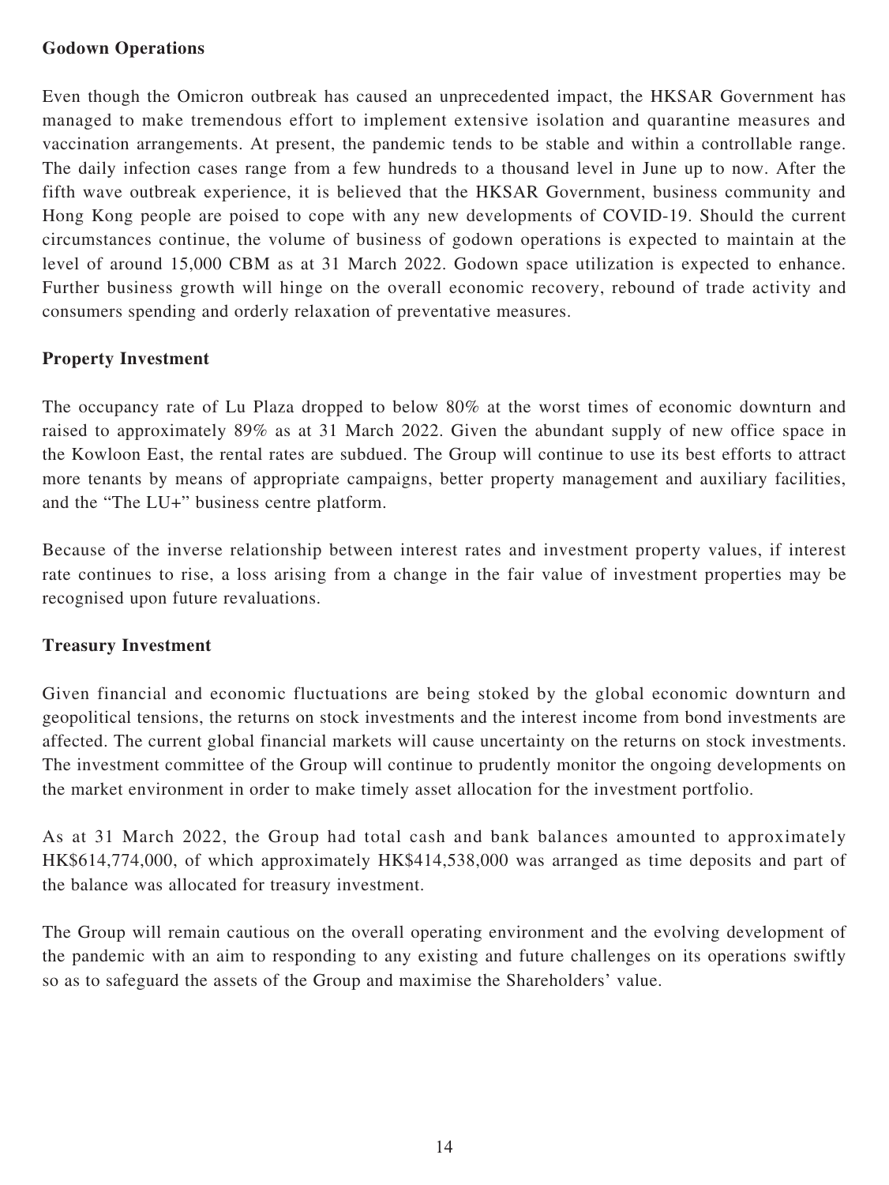**Godown Operations**

Even though the Omicron outbreak has caused an unprecedented impact, the HKSAR Government has managed to make tremendous effort to implement extensive isolation and quarantine measures and vaccination arrangements. At present, the pandemic tends to be stable and within a controllable range. The daily infection cases range from a few hundreds to a thousand level in June up to now. After the fifth wave outbreak experience, it is believed that the HKSAR Government, business community and Hong Kong people are poised to cope with any new developments of COVID-19. Should the current circumstances continue, the volume of business of godown operations is expected to maintain at the level of around 15,000 CBM as at 31 March 2022. Godown space utilization is expected to enhance. Further business growth will hinge on the overall economic recovery, rebound of trade activity and consumers spending and orderly relaxation of preventative measures.

**Property Investment**

The occupancy rate of Lu Plaza dropped to below 80% at the worst times of economic downturn and raised to approximately 89% as at 31 March 2022. Given the abundant supply of new office space in the Kowloon East, the rental rates are subdued. The Group will continue to use its best efforts to attract more tenants by means of appropriate campaigns, better property management and auxiliary facilities, and the "The LU+" business centre platform.

Because of the inverse relationship between interest rates and investment property values, if interest rate continues to rise, a loss arising from a change in the fair value of investment properties may be recognised upon future revaluations.

**Treasury Investment**

Given financial and economic fluctuations are being stoked by the global economic downturn and geopolitical tensions, the returns on stock investments and the interest income from bond investments are affected. The current global financial markets will cause uncertainty on the returns on stock investments. The investment committee of the Group will continue to prudently monitor the ongoing developments on the market environment in order to make timely asset allocation for the investment portfolio.

As at 31 March 2022, the Group had total cash and bank balances amounted to approximately HK$614,774,000, of which approximately HK$414,538,000 was arranged as time deposits and part of the balance was allocated for treasury investment.

The Group will remain cautious on the overall operating environment and the evolving development of the pandemic with an aim to responding to any existing and future challenges on its operations swiftly so as to safeguard the assets of the Group and maximise the Shareholders' value.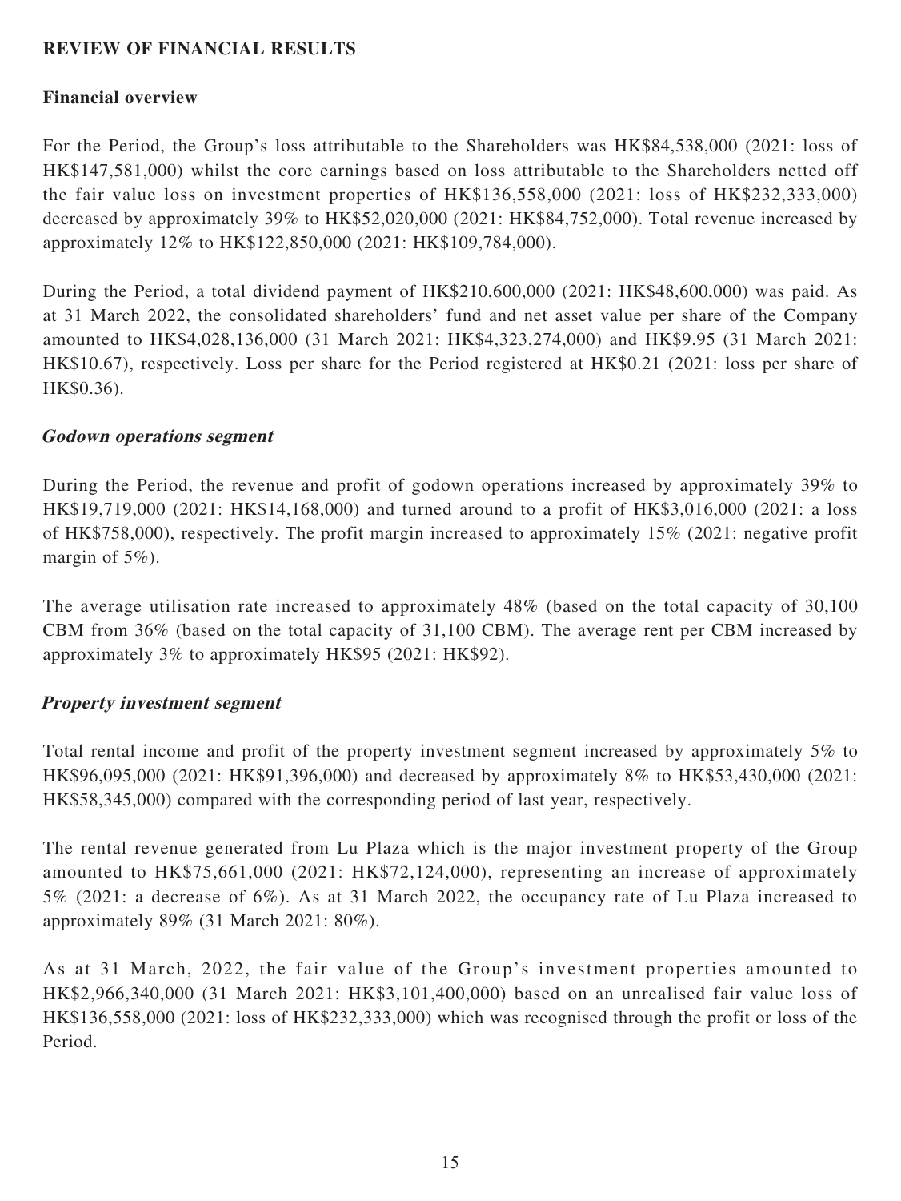## REVIEW OF FINANCIAL RESULTS

### Financial overview

For the Period, the Group's loss attributable to the Shareholders was HK$84,538,000 (2021: loss of HK$147,581,000) whilst the core earnings based on loss attributable to the Shareholders netted off the fair value loss on investment properties of HK$136,558,000 (2021: loss of HK$232,333,000) decreased by approximately 39% to HK$52,020,000 (2021: HK$84,752,000). Total revenue increased by approximately 12% to HK$122,850,000 (2021: HK$109,784,000).

During the Period, a total dividend payment of HK$210,600,000 (2021: HK$48,600,000) was paid. As at 31 March 2022, the consolidated shareholders' fund and net asset value per share of the Company amounted to HK$4,028,136,000 (31 March 2021: HK$4,323,274,000) and HK$9.95 (31 March 2021: HK$10.67), respectively. Loss per share for the Period registered at HK$0.21 (2021: loss per share of HK$0.36).

### *Godown operations segment*

During the Period, the revenue and profit of godown operations increased by approximately 39% to HK$19,719,000 (2021: HK$14,168,000) and turned around to a profit of HK$3,016,000 (2021: a loss of HK$758,000), respectively. The profit margin increased to approximately 15% (2021: negative profit margin of 5%).

The average utilisation rate increased to approximately 48% (based on the total capacity of 30,100 CBM from 36% (based on the total capacity of 31,100 CBM). The average rent per CBM increased by approximately 3% to approximately HK$95 (2021: HK$92).

### *Property investment segment*

Total rental income and profit of the property investment segment increased by approximately 5% to HK$96,095,000 (2021: HK$91,396,000) and decreased by approximately 8% to HK$53,430,000 (2021: HK$58,345,000) compared with the corresponding period of last year, respectively.

The rental revenue generated from Lu Plaza which is the major investment property of the Group amounted to HK$75,661,000 (2021: HK$72,124,000), representing an increase of approximately 5% (2021: a decrease of 6%). As at 31 March 2022, the occupancy rate of Lu Plaza increased to approximately 89% (31 March 2021: 80%).

As at 31 March, 2022, the fair value of the Group's investment properties amounted to HK$2,966,340,000 (31 March 2021: HK$3,101,400,000) based on an unrealised fair value loss of HK$136,558,000 (2021: loss of HK$232,333,000) which was recognised through the profit or loss of the Period.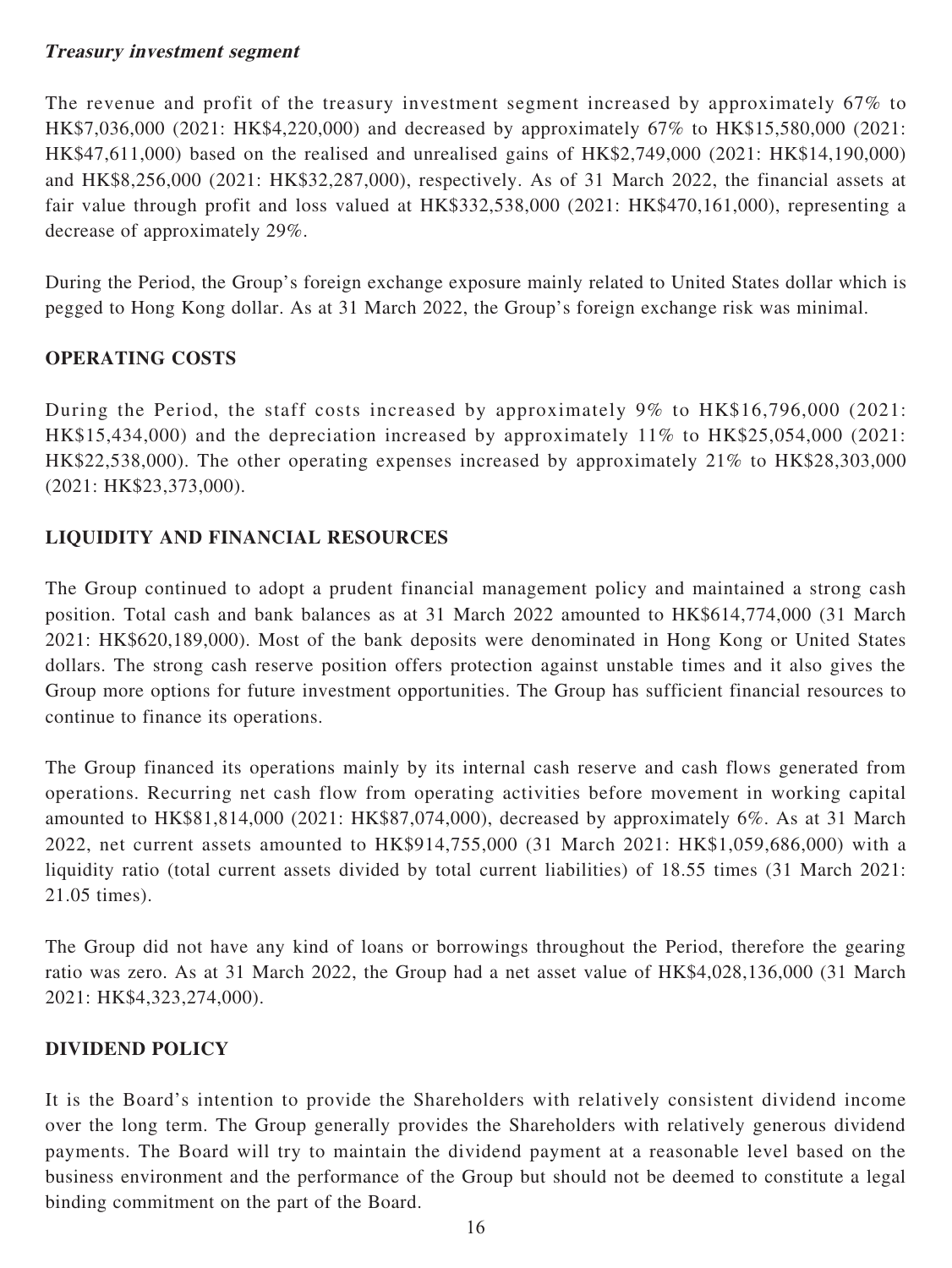***Treasury investment segment***

The revenue and profit of the treasury investment segment increased by approximately 67% to HK$7,036,000 (2021: HK$4,220,000) and decreased by approximately 67% to HK$15,580,000 (2021: HK$47,611,000) based on the realised and unrealised gains of HK$2,749,000 (2021: HK$14,190,000) and HK$8,256,000 (2021: HK$32,287,000), respectively. As of 31 March 2022, the financial assets at fair value through profit and loss valued at HK$332,538,000 (2021: HK$470,161,000), representing a decrease of approximately 29%.

During the Period, the Group's foreign exchange exposure mainly related to United States dollar which is pegged to Hong Kong dollar. As at 31 March 2022, the Group's foreign exchange risk was minimal.

## OPERATING COSTS

During the Period, the staff costs increased by approximately 9% to HK$16,796,000 (2021: HK$15,434,000) and the depreciation increased by approximately 11% to HK$25,054,000 (2021: HK$22,538,000). The other operating expenses increased by approximately 21% to HK$28,303,000 (2021: HK$23,373,000).

## LIQUIDITY AND FINANCIAL RESOURCES

The Group continued to adopt a prudent financial management policy and maintained a strong cash position. Total cash and bank balances as at 31 March 2022 amounted to HK$614,774,000 (31 March 2021: HK$620,189,000). Most of the bank deposits were denominated in Hong Kong or United States dollars. The strong cash reserve position offers protection against unstable times and it also gives the Group more options for future investment opportunities. The Group has sufficient financial resources to continue to finance its operations.

The Group financed its operations mainly by its internal cash reserve and cash flows generated from operations. Recurring net cash flow from operating activities before movement in working capital amounted to HK$81,814,000 (2021: HK$87,074,000), decreased by approximately 6%. As at 31 March 2022, net current assets amounted to HK$914,755,000 (31 March 2021: HK$1,059,686,000) with a liquidity ratio (total current assets divided by total current liabilities) of 18.55 times (31 March 2021: 21.05 times).

The Group did not have any kind of loans or borrowings throughout the Period, therefore the gearing ratio was zero. As at 31 March 2022, the Group had a net asset value of HK$4,028,136,000 (31 March 2021: HK$4,323,274,000).

## DIVIDEND POLICY

It is the Board's intention to provide the Shareholders with relatively consistent dividend income over the long term. The Group generally provides the Shareholders with relatively generous dividend payments. The Board will try to maintain the dividend payment at a reasonable level based on the business environment and the performance of the Group but should not be deemed to constitute a legal binding commitment on the part of the Board.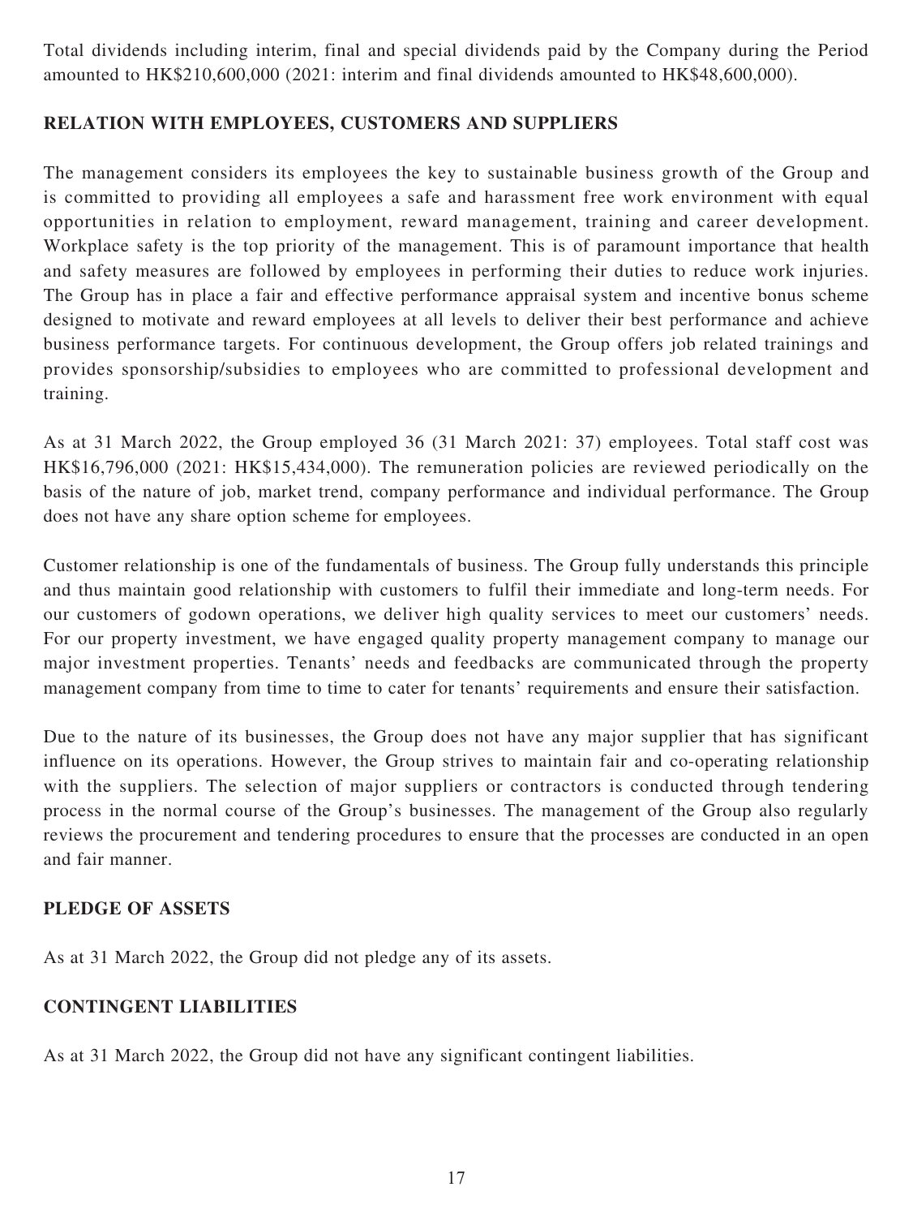Total dividends including interim, final and special dividends paid by the Company during the Period amounted to HK$210,600,000 (2021: interim and final dividends amounted to HK$48,600,000).

## RELATION WITH EMPLOYEES, CUSTOMERS AND SUPPLIERS

The management considers its employees the key to sustainable business growth of the Group and is committed to providing all employees a safe and harassment free work environment with equal opportunities in relation to employment, reward management, training and career development. Workplace safety is the top priority of the management. This is of paramount importance that health and safety measures are followed by employees in performing their duties to reduce work injuries. The Group has in place a fair and effective performance appraisal system and incentive bonus scheme designed to motivate and reward employees at all levels to deliver their best performance and achieve business performance targets. For continuous development, the Group offers job related trainings and provides sponsorship/subsidies to employees who are committed to professional development and training.

As at 31 March 2022, the Group employed 36 (31 March 2021: 37) employees. Total staff cost was HK$16,796,000 (2021: HK$15,434,000). The remuneration policies are reviewed periodically on the basis of the nature of job, market trend, company performance and individual performance. The Group does not have any share option scheme for employees.

Customer relationship is one of the fundamentals of business. The Group fully understands this principle and thus maintain good relationship with customers to fulfil their immediate and long-term needs. For our customers of godown operations, we deliver high quality services to meet our customers' needs. For our property investment, we have engaged quality property management company to manage our major investment properties. Tenants' needs and feedbacks are communicated through the property management company from time to time to cater for tenants' requirements and ensure their satisfaction.

Due to the nature of its businesses, the Group does not have any major supplier that has significant influence on its operations. However, the Group strives to maintain fair and co-operating relationship with the suppliers. The selection of major suppliers or contractors is conducted through tendering process in the normal course of the Group's businesses. The management of the Group also regularly reviews the procurement and tendering procedures to ensure that the processes are conducted in an open and fair manner.

## PLEDGE OF ASSETS

As at 31 March 2022, the Group did not pledge any of its assets.

## CONTINGENT LIABILITIES

As at 31 March 2022, the Group did not have any significant contingent liabilities.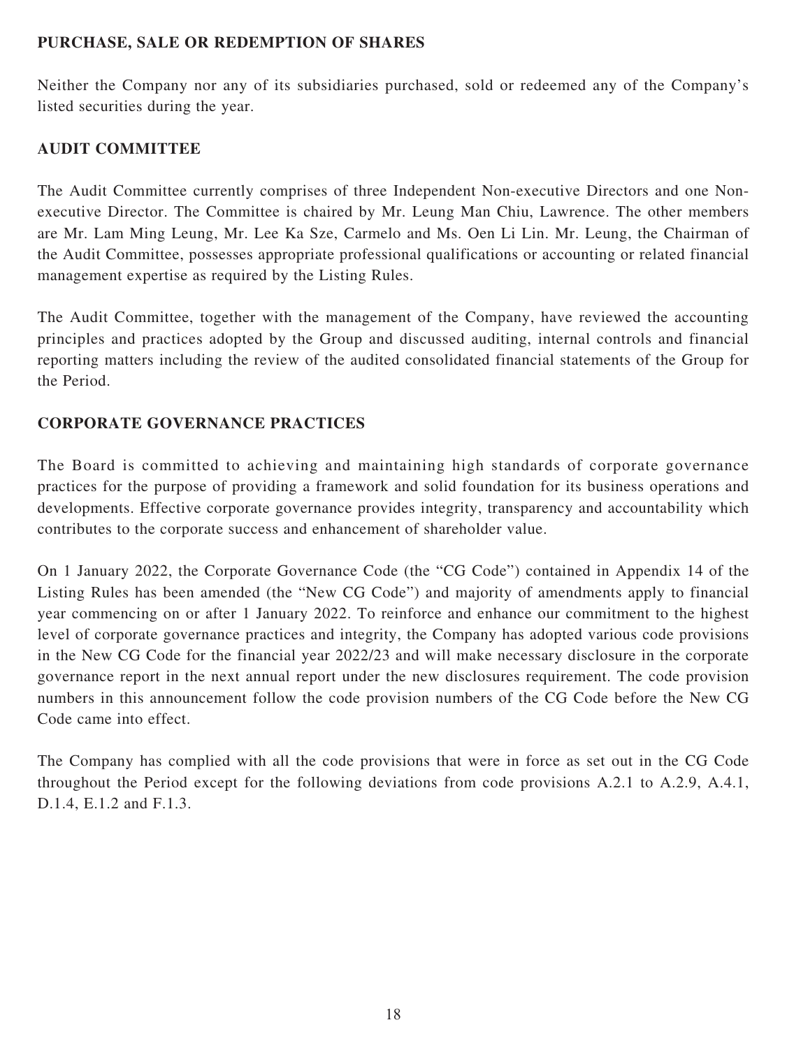## PURCHASE, SALE OR REDEMPTION OF SHARES

Neither the Company nor any of its subsidiaries purchased, sold or redeemed any of the Company's listed securities during the year.

## AUDIT COMMITTEE

The Audit Committee currently comprises of three Independent Non-executive Directors and one Non-executive Director. The Committee is chaired by Mr. Leung Man Chiu, Lawrence. The other members are Mr. Lam Ming Leung, Mr. Lee Ka Sze, Carmelo and Ms. Oen Li Lin. Mr. Leung, the Chairman of the Audit Committee, possesses appropriate professional qualifications or accounting or related financial management expertise as required by the Listing Rules.

The Audit Committee, together with the management of the Company, have reviewed the accounting principles and practices adopted by the Group and discussed auditing, internal controls and financial reporting matters including the review of the audited consolidated financial statements of the Group for the Period.

## CORPORATE GOVERNANCE PRACTICES

The Board is committed to achieving and maintaining high standards of corporate governance practices for the purpose of providing a framework and solid foundation for its business operations and developments. Effective corporate governance provides integrity, transparency and accountability which contributes to the corporate success and enhancement of shareholder value.

On 1 January 2022, the Corporate Governance Code (the "CG Code") contained in Appendix 14 of the Listing Rules has been amended (the "New CG Code") and majority of amendments apply to financial year commencing on or after 1 January 2022. To reinforce and enhance our commitment to the highest level of corporate governance practices and integrity, the Company has adopted various code provisions in the New CG Code for the financial year 2022/23 and will make necessary disclosure in the corporate governance report in the next annual report under the new disclosures requirement. The code provision numbers in this announcement follow the code provision numbers of the CG Code before the New CG Code came into effect.

The Company has complied with all the code provisions that were in force as set out in the CG Code throughout the Period except for the following deviations from code provisions A.2.1 to A.2.9, A.4.1, D.1.4, E.1.2 and F.1.3.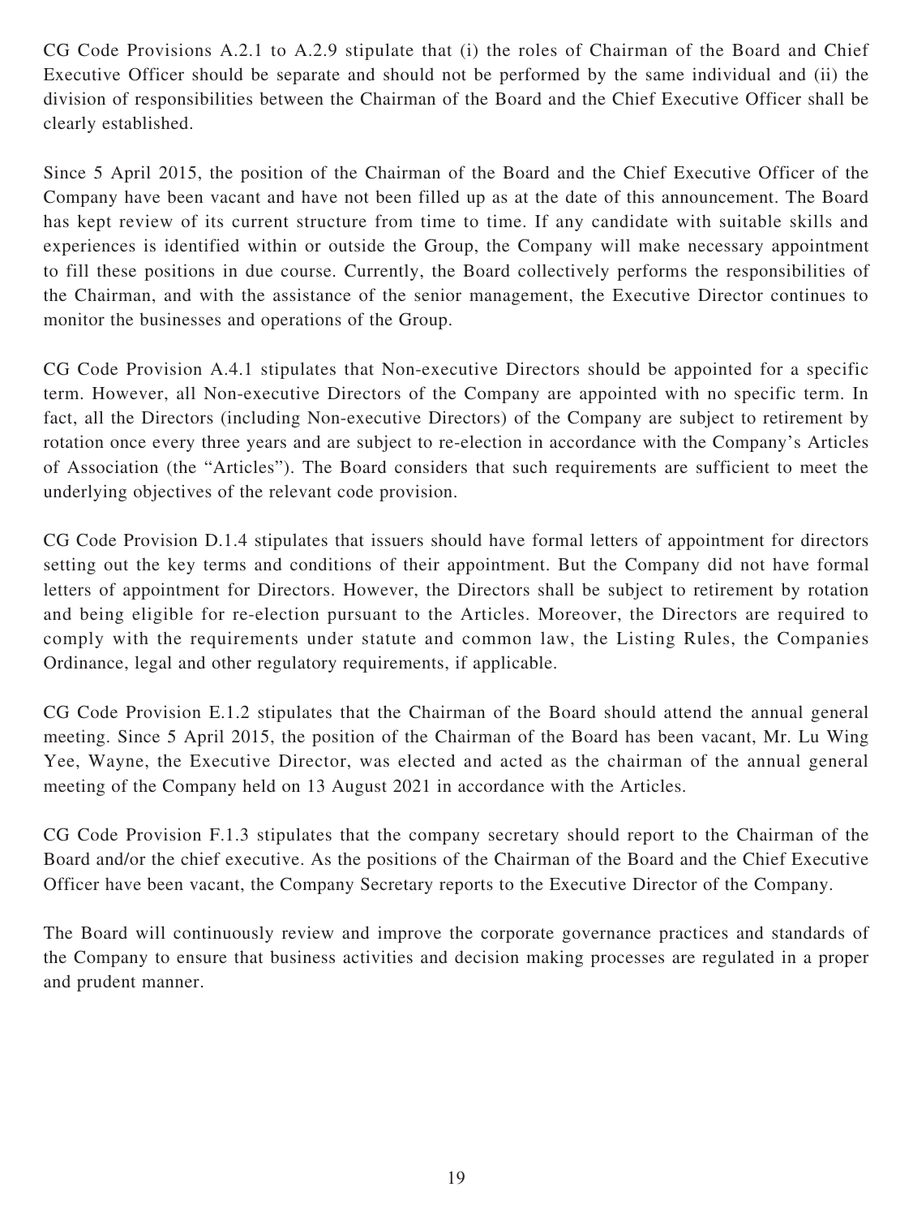CG Code Provisions A.2.1 to A.2.9 stipulate that (i) the roles of Chairman of the Board and Chief Executive Officer should be separate and should not be performed by the same individual and (ii) the division of responsibilities between the Chairman of the Board and the Chief Executive Officer shall be clearly established.

Since 5 April 2015, the position of the Chairman of the Board and the Chief Executive Officer of the Company have been vacant and have not been filled up as at the date of this announcement. The Board has kept review of its current structure from time to time. If any candidate with suitable skills and experiences is identified within or outside the Group, the Company will make necessary appointment to fill these positions in due course. Currently, the Board collectively performs the responsibilities of the Chairman, and with the assistance of the senior management, the Executive Director continues to monitor the businesses and operations of the Group.

CG Code Provision A.4.1 stipulates that Non-executive Directors should be appointed for a specific term. However, all Non-executive Directors of the Company are appointed with no specific term. In fact, all the Directors (including Non-executive Directors) of the Company are subject to retirement by rotation once every three years and are subject to re-election in accordance with the Company's Articles of Association (the "Articles"). The Board considers that such requirements are sufficient to meet the underlying objectives of the relevant code provision.

CG Code Provision D.1.4 stipulates that issuers should have formal letters of appointment for directors setting out the key terms and conditions of their appointment. But the Company did not have formal letters of appointment for Directors. However, the Directors shall be subject to retirement by rotation and being eligible for re-election pursuant to the Articles. Moreover, the Directors are required to comply with the requirements under statute and common law, the Listing Rules, the Companies Ordinance, legal and other regulatory requirements, if applicable.

CG Code Provision E.1.2 stipulates that the Chairman of the Board should attend the annual general meeting. Since 5 April 2015, the position of the Chairman of the Board has been vacant, Mr. Lu Wing Yee, Wayne, the Executive Director, was elected and acted as the chairman of the annual general meeting of the Company held on 13 August 2021 in accordance with the Articles.

CG Code Provision F.1.3 stipulates that the company secretary should report to the Chairman of the Board and/or the chief executive. As the positions of the Chairman of the Board and the Chief Executive Officer have been vacant, the Company Secretary reports to the Executive Director of the Company.

The Board will continuously review and improve the corporate governance practices and standards of the Company to ensure that business activities and decision making processes are regulated in a proper and prudent manner.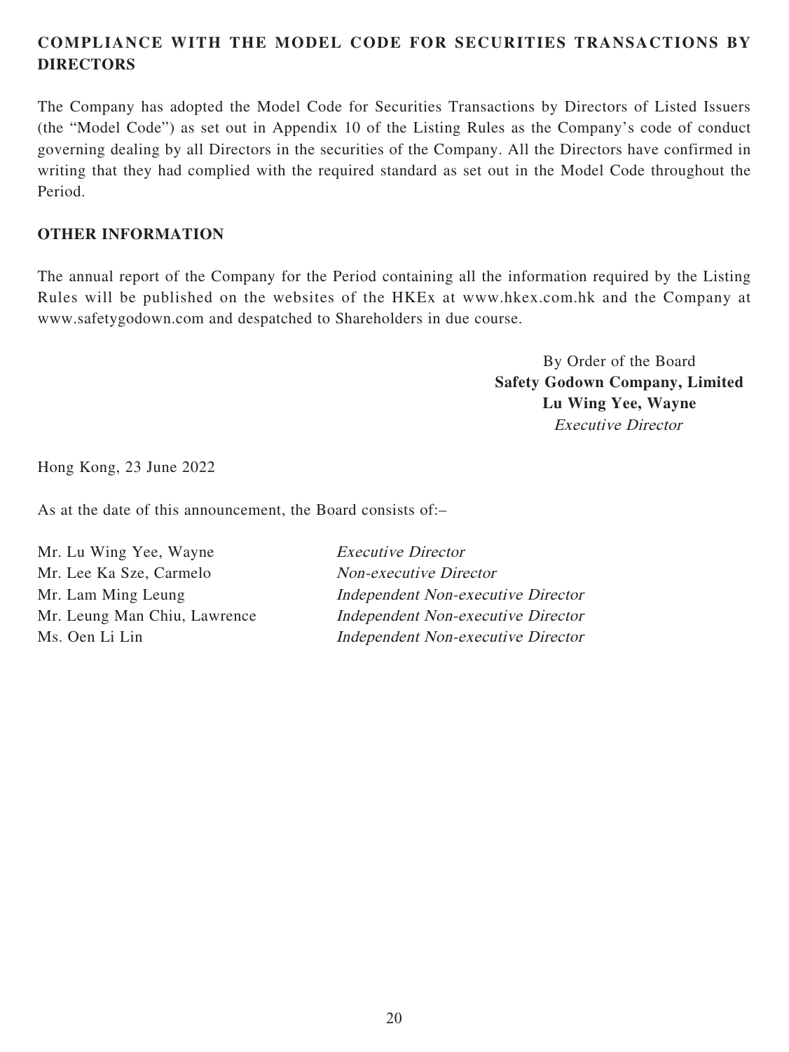## COMPLIANCE WITH THE MODEL CODE FOR SECURITIES TRANSACTIONS BY DIRECTORS

The Company has adopted the Model Code for Securities Transactions by Directors of Listed Issuers (the "Model Code") as set out in Appendix 10 of the Listing Rules as the Company's code of conduct governing dealing by all Directors in the securities of the Company. All the Directors have confirmed in writing that they had complied with the required standard as set out in the Model Code throughout the Period.

## OTHER INFORMATION

The annual report of the Company for the Period containing all the information required by the Listing Rules will be published on the websites of the HKEx at www.hkex.com.hk and the Company at www.safetygodown.com and despatched to Shareholders in due course.

By Order of the Board
**Safety Godown Company, Limited**
**Lu Wing Yee, Wayne**
*Executive Director*

Hong Kong, 23 June 2022

As at the date of this announcement, the Board consists of:–

| | |
|---|---|
| Mr. Lu Wing Yee, Wayne | *Executive Director* |
| Mr. Lee Ka Sze, Carmelo | *Non-executive Director* |
| Mr. Lam Ming Leung | *Independent Non-executive Director* |
| Mr. Leung Man Chiu, Lawrence | *Independent Non-executive Director* |
| Ms. Oen Li Lin | *Independent Non-executive Director* |